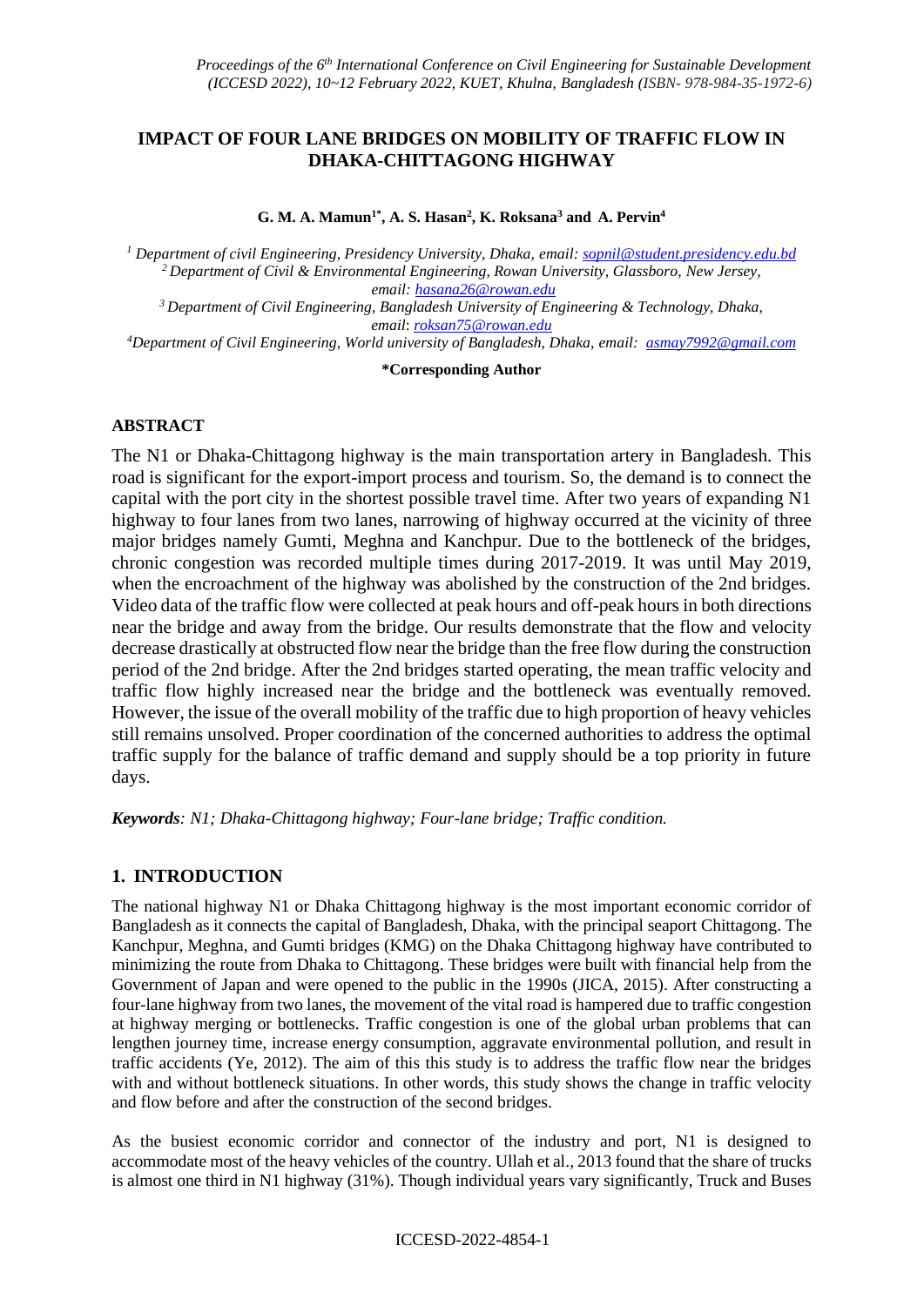# IMPACT OF FOUR LANE BRIDGES ON MOBILITY OF TRAFFIC FLOW IN DHAKA-CHITTAGONG HIGHWAY

**G. M. A. Mamun[1*], A. S. Hasan[2], K. Roksana[3] and A. Pervin[4]**

*[1] Department of civil Engineering, Presidency University, Dhaka, email: sopnil@student.presidency.edu.bd*
*[2] Department of Civil & Environmental Engineering, Rowan University, Glassboro, New Jersey, email: hasana26@rowan.edu*
*[3] Department of Civil Engineering, Bangladesh University of Engineering & Technology, Dhaka, email: roksan75@rowan.edu*
*[4] Department of Civil Engineering, World university of Bangladesh, Dhaka, email: asmay7992@gmail.com*

**\*Corresponding Author**

## ABSTRACT

The N1 or Dhaka-Chittagong highway is the main transportation artery in Bangladesh. This road is significant for the export-import process and tourism. So, the demand is to connect the capital with the port city in the shortest possible travel time. After two years of expanding N1 highway to four lanes from two lanes, narrowing of highway occurred at the vicinity of three major bridges namely Gumti, Meghna and Kanchpur. Due to the bottleneck of the bridges, chronic congestion was recorded multiple times during 2017-2019. It was until May 2019, when the encroachment of the highway was abolished by the construction of the 2nd bridges. Video data of the traffic flow were collected at peak hours and off-peak hours in both directions near the bridge and away from the bridge. Our results demonstrate that the flow and velocity decrease drastically at obstructed flow near the bridge than the free flow during the construction period of the 2nd bridge. After the 2nd bridges started operating, the mean traffic velocity and traffic flow highly increased near the bridge and the bottleneck was eventually removed. However, the issue of the overall mobility of the traffic due to high proportion of heavy vehicles still remains unsolved. Proper coordination of the concerned authorities to address the optimal traffic supply for the balance of traffic demand and supply should be a top priority in future days.

***Keywords**: N1; Dhaka-Chittagong highway; Four-lane bridge; Traffic condition.*

## 1. INTRODUCTION

The national highway N1 or Dhaka Chittagong highway is the most important economic corridor of Bangladesh as it connects the capital of Bangladesh, Dhaka, with the principal seaport Chittagong. The Kanchpur, Meghna, and Gumti bridges (KMG) on the Dhaka Chittagong highway have contributed to minimizing the route from Dhaka to Chittagong. These bridges were built with financial help from the Government of Japan and were opened to the public in the 1990s (JICA, 2015). After constructing a four-lane highway from two lanes, the movement of the vital road is hampered due to traffic congestion at highway merging or bottlenecks. Traffic congestion is one of the global urban problems that can lengthen journey time, increase energy consumption, aggravate environmental pollution, and result in traffic accidents (Ye, 2012). The aim of this this study is to address the traffic flow near the bridges with and without bottleneck situations. In other words, this study shows the change in traffic velocity and flow before and after the construction of the second bridges.

As the busiest economic corridor and connector of the industry and port, N1 is designed to accommodate most of the heavy vehicles of the country. Ullah et al., 2013 found that the share of trucks is almost one third in N1 highway (31%). Though individual years vary significantly, Truck and Buses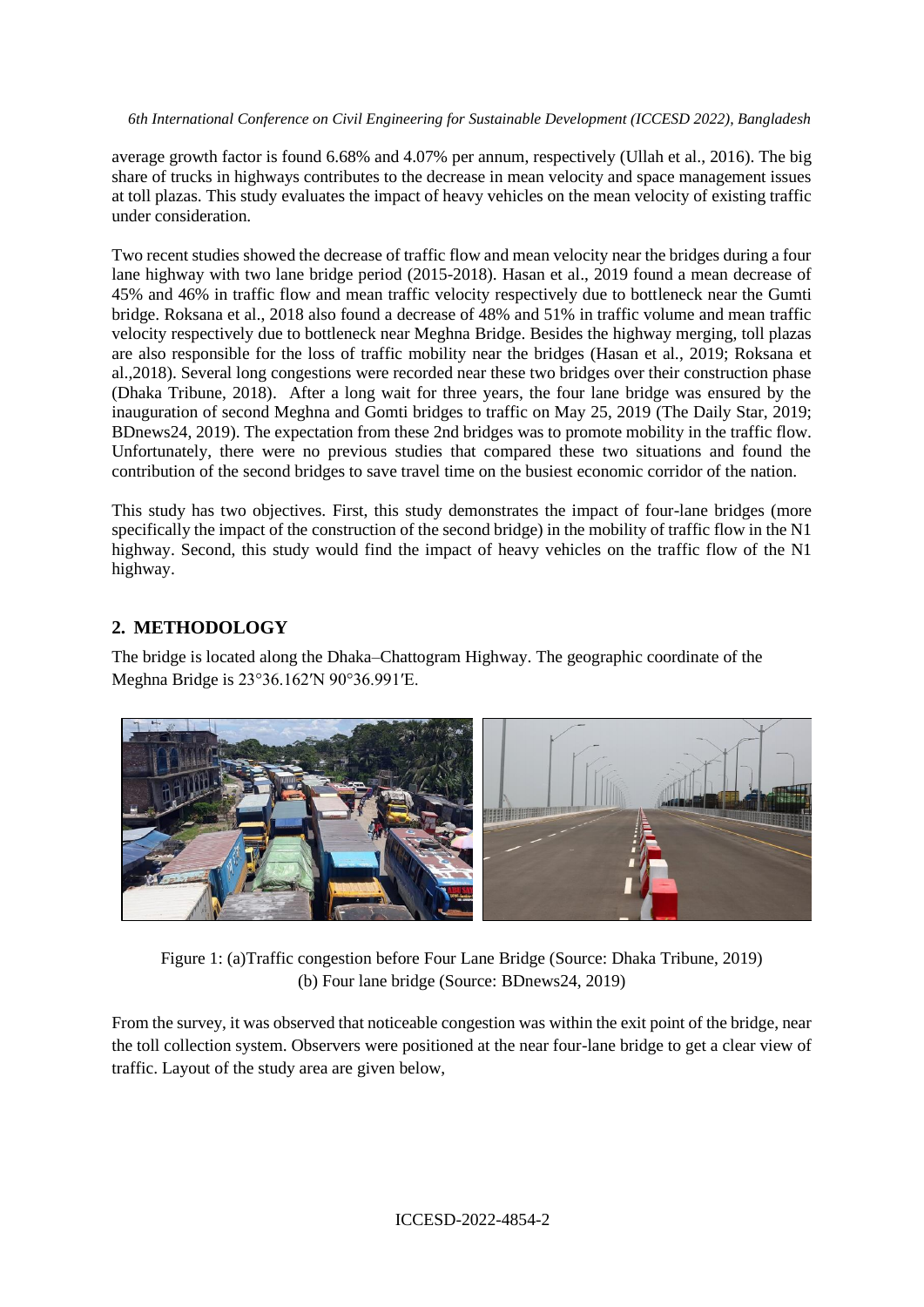average growth factor is found 6.68% and 4.07% per annum, respectively (Ullah et al., 2016). The big share of trucks in highways contributes to the decrease in mean velocity and space management issues at toll plazas. This study evaluates the impact of heavy vehicles on the mean velocity of existing traffic under consideration.

Two recent studies showed the decrease of traffic flow and mean velocity near the bridges during a four lane highway with two lane bridge period (2015-2018). Hasan et al., 2019 found a mean decrease of 45% and 46% in traffic flow and mean traffic velocity respectively due to bottleneck near the Gumti bridge. Roksana et al., 2018 also found a decrease of 48% and 51% in traffic volume and mean traffic velocity respectively due to bottleneck near Meghna Bridge. Besides the highway merging, toll plazas are also responsible for the loss of traffic mobility near the bridges (Hasan et al., 2019; Roksana et al.,2018). Several long congestions were recorded near these two bridges over their construction phase (Dhaka Tribune, 2018). After a long wait for three years, the four lane bridge was ensured by the inauguration of second Meghna and Gomti bridges to traffic on May 25, 2019 (The Daily Star, 2019; BDnews24, 2019). The expectation from these 2nd bridges was to promote mobility in the traffic flow. Unfortunately, there were no previous studies that compared these two situations and found the contribution of the second bridges to save travel time on the busiest economic corridor of the nation.

This study has two objectives. First, this study demonstrates the impact of four-lane bridges (more specifically the impact of the construction of the second bridge) in the mobility of traffic flow in the N1 highway. Second, this study would find the impact of heavy vehicles on the traffic flow of the N1 highway.

## 2. METHODOLOGY

The bridge is located along the Dhaka–Chattogram Highway. The geographic coordinate of the Meghna Bridge is 23°36.162′N 90°36.991′E.

Figure 1: (a)Traffic congestion before Four Lane Bridge (Source: Dhaka Tribune, 2019) (b) Four lane bridge (Source: BDnews24, 2019)

From the survey, it was observed that noticeable congestion was within the exit point of the bridge, near the toll collection system. Observers were positioned at the near four-lane bridge to get a clear view of traffic. Layout of the study area are given below,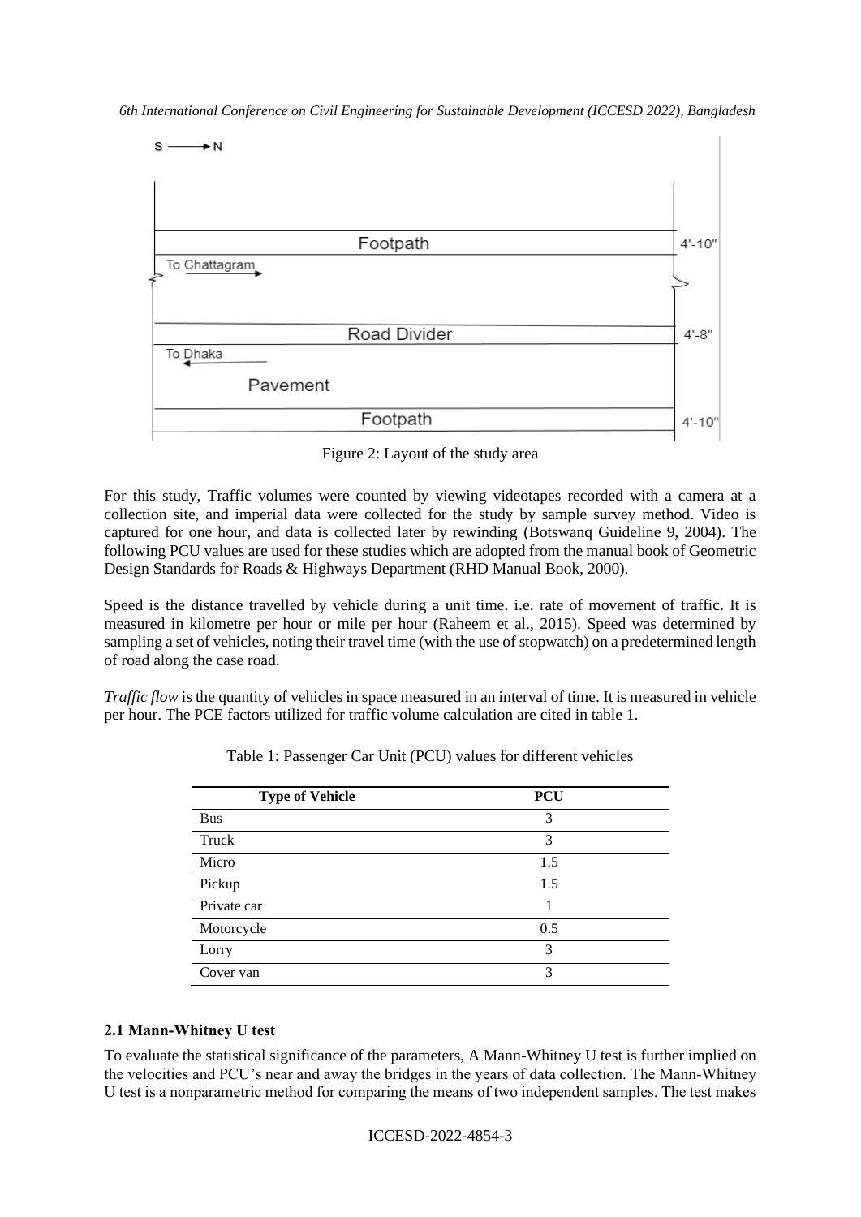Figure 2: Layout of the study area

For this study, Traffic volumes were counted by viewing videotapes recorded with a camera at a collection site, and imperial data were collected for the study by sample survey method. Video is captured for one hour, and data is collected later by rewinding (Botswanq Guideline 9, 2004). The following PCU values are used for these studies which are adopted from the manual book of Geometric Design Standards for Roads & Highways Department (RHD Manual Book, 2000).

Speed is the distance travelled by vehicle during a unit time. i.e. rate of movement of traffic. It is measured in kilometre per hour or mile per hour (Raheem et al., 2015). Speed was determined by sampling a set of vehicles, noting their travel time (with the use of stopwatch) on a predetermined length of road along the case road.

*Traffic flow* is the quantity of vehicles in space measured in an interval of time. It is measured in vehicle per hour. The PCE factors utilized for traffic volume calculation are cited in table 1.

Table 1: Passenger Car Unit (PCU) values for different vehicles

| Type of Vehicle | PCU |
|---|---|
| Bus | 3 |
| Truck | 3 |
| Micro | 1.5 |
| Pickup | 1.5 |
| Private car | 1 |
| Motorcycle | 0.5 |
| Lorry | 3 |
| Cover van | 3 |

### 2.1 Mann-Whitney U test

To evaluate the statistical significance of the parameters, A Mann-Whitney U test is further implied on the velocities and PCU's near and away the bridges in the years of data collection. The Mann-Whitney U test is a nonparametric method for comparing the means of two independent samples. The test makes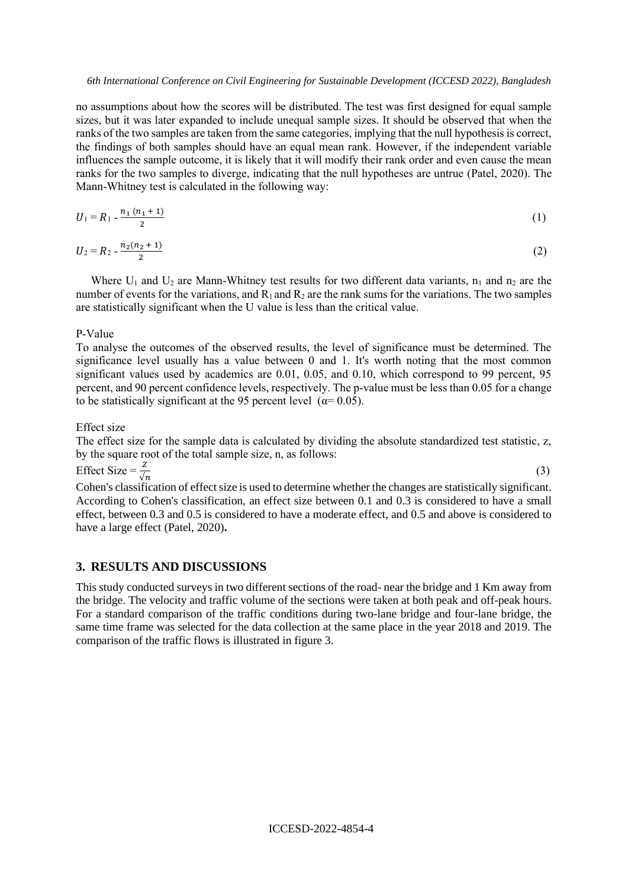no assumptions about how the scores will be distributed. The test was first designed for equal sample sizes, but it was later expanded to include unequal sample sizes. It should be observed that when the ranks of the two samples are taken from the same categories, implying that the null hypothesis is correct, the findings of both samples should have an equal mean rank. However, if the independent variable influences the sample outcome, it is likely that it will modify their rank order and even cause the mean ranks for the two samples to diverge, indicating that the null hypotheses are untrue (Patel, 2020). The Mann-Whitney test is calculated in the following way:

$$U_1 = R_1 - \frac{n_1 (n_1 + 1)}{2} \tag{1}$$

$$U_2 = R_2 - \frac{n_2(n_2 + 1)}{2} \tag{2}$$

Where $U_1$ and $U_2$ are Mann-Whitney test results for two different data variants, $n_1$ and $n_2$ are the number of events for the variations, and $R_1$ and $R_2$ are the rank sums for the variations. The two samples are statistically significant when the U value is less than the critical value.

P-Value

To analyse the outcomes of the observed results, the level of significance must be determined. The significance level usually has a value between 0 and 1. It's worth noting that the most common significant values used by academics are 0.01, 0.05, and 0.10, which correspond to 99 percent, 95 percent, and 90 percent confidence levels, respectively. The p-value must be less than 0.05 for a change to be statistically significant at the 95 percent level ($\alpha = 0.05$).

Effect size

The effect size for the sample data is calculated by dividing the absolute standardized test statistic, z, by the square root of the total sample size, n, as follows:

$$\text{Effect Size} = \frac{z}{\sqrt{n}} \tag{3}$$

Cohen's classification of effect size is used to determine whether the changes are statistically significant. According to Cohen's classification, an effect size between 0.1 and 0.3 is considered to have a small effect, between 0.3 and 0.5 is considered to have a moderate effect, and 0.5 and above is considered to have a large effect (Patel, 2020).

## 3. RESULTS AND DISCUSSIONS

This study conducted surveys in two different sections of the road- near the bridge and 1 Km away from the bridge. The velocity and traffic volume of the sections were taken at both peak and off-peak hours. For a standard comparison of the traffic conditions during two-lane bridge and four-lane bridge, the same time frame was selected for the data collection at the same place in the year 2018 and 2019. The comparison of the traffic flows is illustrated in figure 3.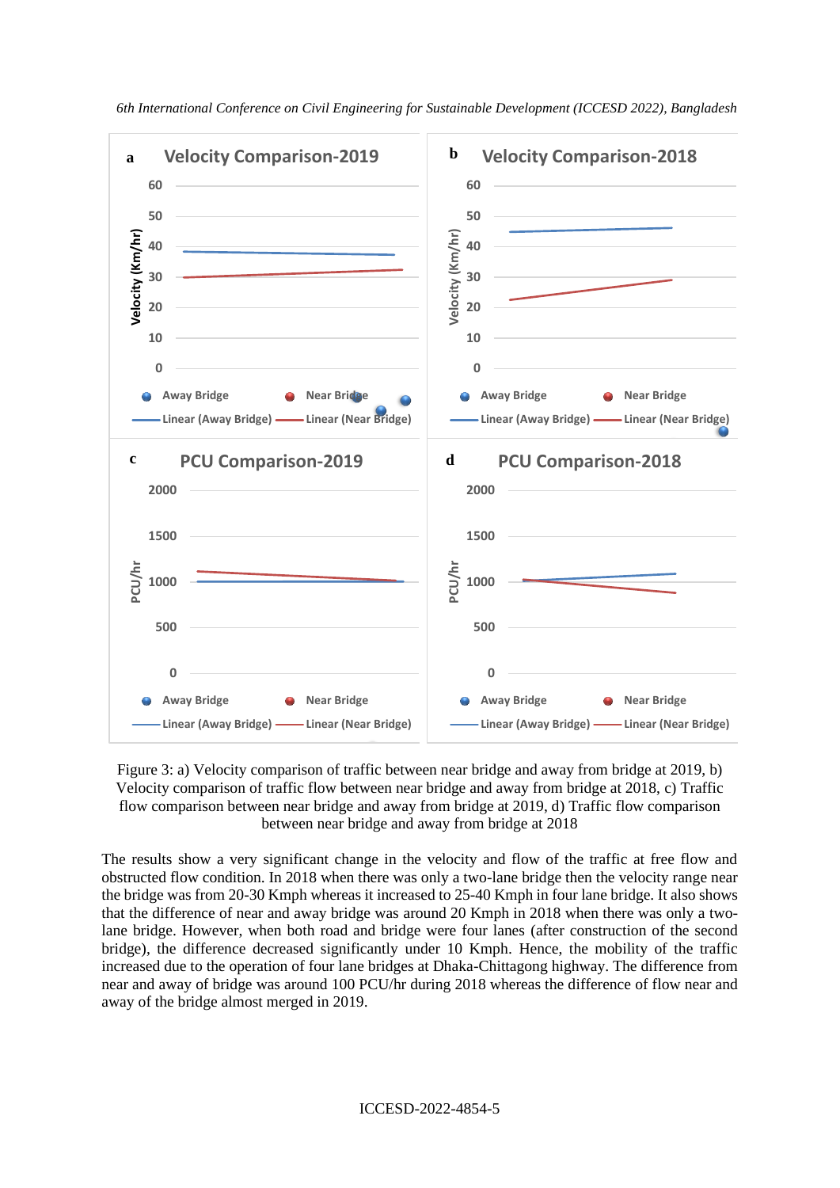Figure 3: a) Velocity comparison of traffic between near bridge and away from bridge at 2019, b) Velocity comparison of traffic flow between near bridge and away from bridge at 2018, c) Traffic flow comparison between near bridge and away from bridge at 2019, d) Traffic flow comparison between near bridge and away from bridge at 2018

The results show a very significant change in the velocity and flow of the traffic at free flow and obstructed flow condition. In 2018 when there was only a two-lane bridge then the velocity range near the bridge was from 20-30 Kmph whereas it increased to 25-40 Kmph in four lane bridge. It also shows that the difference of near and away bridge was around 20 Kmph in 2018 when there was only a two-lane bridge. However, when both road and bridge were four lanes (after construction of the second bridge), the difference decreased significantly under 10 Kmph. Hence, the mobility of the traffic increased due to the operation of four lane bridges at Dhaka-Chittagong highway. The difference from near and away of bridge was around 100 PCU/hr during 2018 whereas the difference of flow near and away of the bridge almost merged in 2019.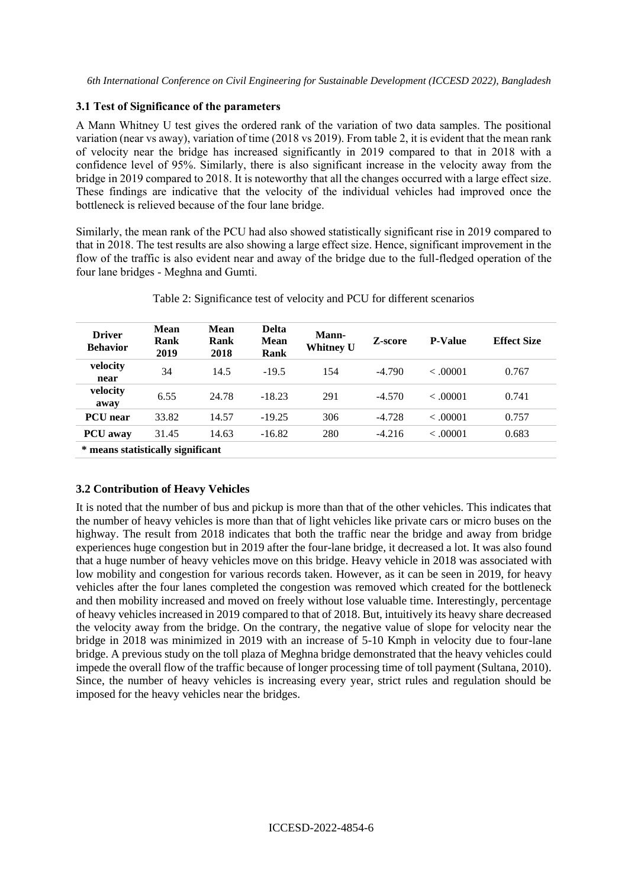### 3.1 Test of Significance of the parameters

A Mann Whitney U test gives the ordered rank of the variation of two data samples. The positional variation (near vs away), variation of time (2018 vs 2019). From table 2, it is evident that the mean rank of velocity near the bridge has increased significantly in 2019 compared to that in 2018 with a confidence level of 95%. Similarly, there is also significant increase in the velocity away from the bridge in 2019 compared to 2018. It is noteworthy that all the changes occurred with a large effect size. These findings are indicative that the velocity of the individual vehicles had improved once the bottleneck is relieved because of the four lane bridge.

Similarly, the mean rank of the PCU had also showed statistically significant rise in 2019 compared to that in 2018. The test results are also showing a large effect size. Hence, significant improvement in the flow of the traffic is also evident near and away of the bridge due to the full-fledged operation of the four lane bridges - Meghna and Gumti.

Table 2: Significance test of velocity and PCU for different scenarios

| Driver Behavior | Mean Rank 2019 | Mean Rank 2018 | Delta Mean Rank | Mann-Whitney U | Z-score | P-Value | Effect Size |
|---|---|---|---|---|---|---|---|
| **velocity near** | 34 | 14.5 | -19.5 | 154 | -4.790 | < .00001 | 0.767 |
| **velocity away** | 6.55 | 24.78 | -18.23 | 291 | -4.570 | < .00001 | 0.741 |
| **PCU near** | 33.82 | 14.57 | -19.25 | 306 | -4.728 | < .00001 | 0.757 |
| **PCU away** | 31.45 | 14.63 | -16.82 | 280 | -4.216 | < .00001 | 0.683 |

**\* means statistically significant**

### 3.2 Contribution of Heavy Vehicles

It is noted that the number of bus and pickup is more than that of the other vehicles. This indicates that the number of heavy vehicles is more than that of light vehicles like private cars or micro buses on the highway. The result from 2018 indicates that both the traffic near the bridge and away from bridge experiences huge congestion but in 2019 after the four-lane bridge, it decreased a lot. It was also found that a huge number of heavy vehicles move on this bridge. Heavy vehicle in 2018 was associated with low mobility and congestion for various records taken. However, as it can be seen in 2019, for heavy vehicles after the four lanes completed the congestion was removed which created for the bottleneck and then mobility increased and moved on freely without lose valuable time. Interestingly, percentage of heavy vehicles increased in 2019 compared to that of 2018. But, intuitively its heavy share decreased the velocity away from the bridge. On the contrary, the negative value of slope for velocity near the bridge in 2018 was minimized in 2019 with an increase of 5-10 Kmph in velocity due to four-lane bridge. A previous study on the toll plaza of Meghna bridge demonstrated that the heavy vehicles could impede the overall flow of the traffic because of longer processing time of toll payment (Sultana, 2010). Since, the number of heavy vehicles is increasing every year, strict rules and regulation should be imposed for the heavy vehicles near the bridges.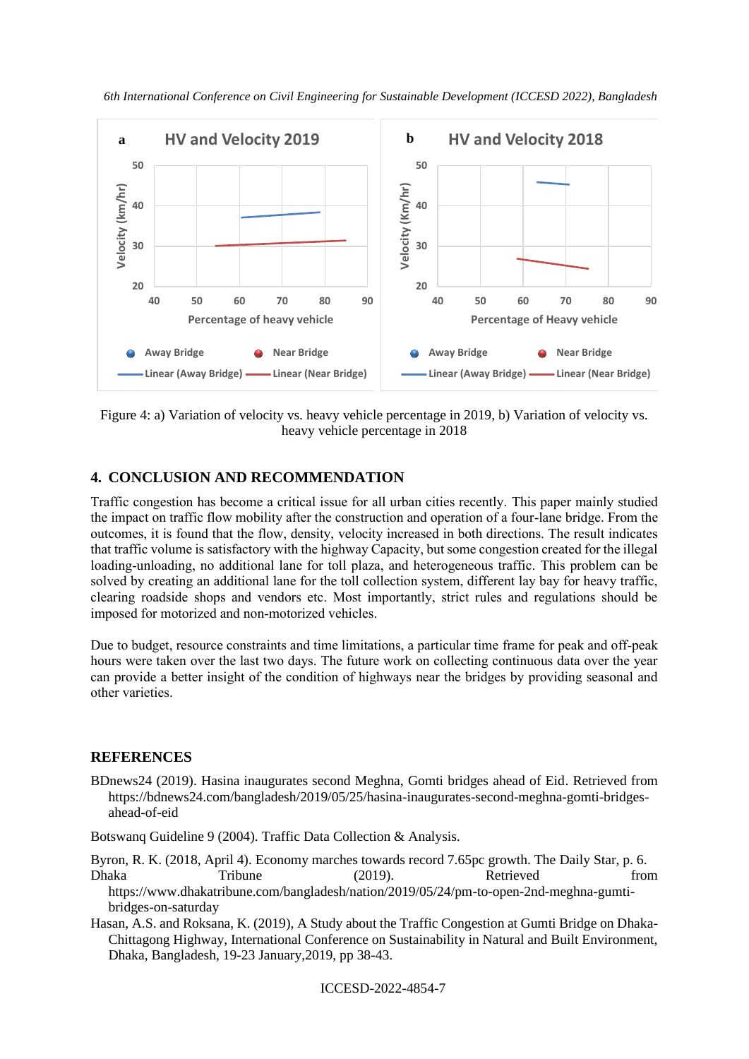Figure 4: a) Variation of velocity vs. heavy vehicle percentage in 2019, b) Variation of velocity vs. heavy vehicle percentage in 2018

## 4. CONCLUSION AND RECOMMENDATION

Traffic congestion has become a critical issue for all urban cities recently. This paper mainly studied the impact on traffic flow mobility after the construction and operation of a four-lane bridge. From the outcomes, it is found that the flow, density, velocity increased in both directions. The result indicates that traffic volume is satisfactory with the highway Capacity, but some congestion created for the illegal loading-unloading, no additional lane for toll plaza, and heterogeneous traffic. This problem can be solved by creating an additional lane for the toll collection system, different lay bay for heavy traffic, clearing roadside shops and vendors etc. Most importantly, strict rules and regulations should be imposed for motorized and non-motorized vehicles.

Due to budget, resource constraints and time limitations, a particular time frame for peak and off-peak hours were taken over the last two days. The future work on collecting continuous data over the year can provide a better insight of the condition of highways near the bridges by providing seasonal and other varieties.

## REFERENCES

BDnews24 (2019). Hasina inaugurates second Meghna, Gomti bridges ahead of Eid. Retrieved from https://bdnews24.com/bangladesh/2019/05/25/hasina-inaugurates-second-meghna-gomti-bridges-ahead-of-eid

Botswanq Guideline 9 (2004). Traffic Data Collection & Analysis.

Byron, R. K. (2018, April 4). Economy marches towards record 7.65pc growth. The Daily Star, p. 6.

Dhaka Tribune (2019). Retrieved from https://www.dhakatribune.com/bangladesh/nation/2019/05/24/pm-to-open-2nd-meghna-gumti-bridges-on-saturday

Hasan, A.S. and Roksana, K. (2019), A Study about the Traffic Congestion at Gumti Bridge on Dhaka-Chittagong Highway, International Conference on Sustainability in Natural and Built Environment, Dhaka, Bangladesh, 19-23 January,2019, pp 38-43.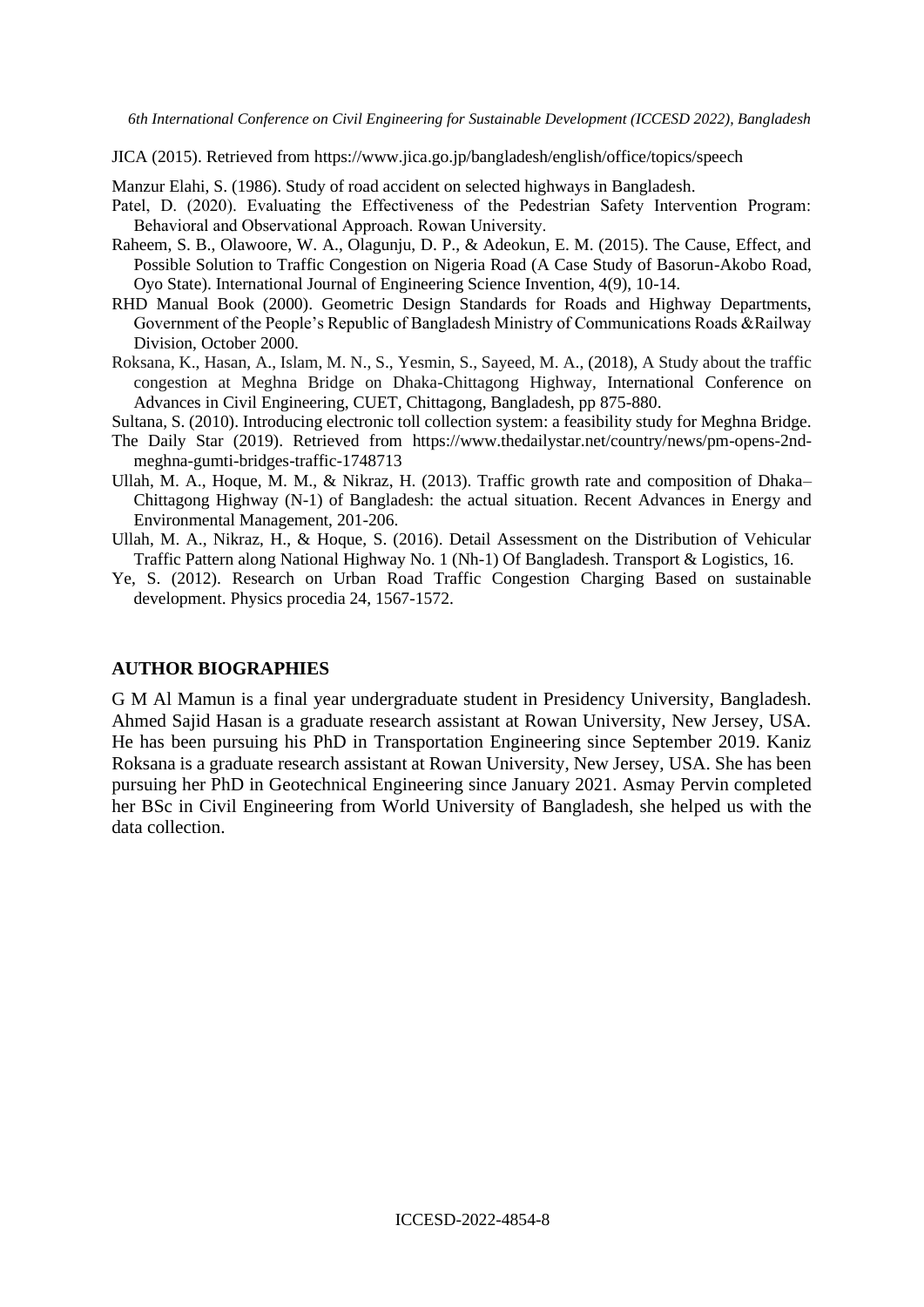JICA (2015). Retrieved from https://www.jica.go.jp/bangladesh/english/office/topics/speech

Manzur Elahi, S. (1986). Study of road accident on selected highways in Bangladesh.

Patel, D. (2020). Evaluating the Effectiveness of the Pedestrian Safety Intervention Program: Behavioral and Observational Approach. Rowan University.

Raheem, S. B., Olawoore, W. A., Olagunju, D. P., & Adeokun, E. M. (2015). The Cause, Effect, and Possible Solution to Traffic Congestion on Nigeria Road (A Case Study of Basorun-Akobo Road, Oyo State). International Journal of Engineering Science Invention, 4(9), 10-14.

RHD Manual Book (2000). Geometric Design Standards for Roads and Highway Departments, Government of the People's Republic of Bangladesh Ministry of Communications Roads &Railway Division, October 2000.

Roksana, K., Hasan, A., Islam, M. N., S., Yesmin, S., Sayeed, M. A., (2018), A Study about the traffic congestion at Meghna Bridge on Dhaka-Chittagong Highway, International Conference on Advances in Civil Engineering, CUET, Chittagong, Bangladesh, pp 875-880.

Sultana, S. (2010). Introducing electronic toll collection system: a feasibility study for Meghna Bridge.

The Daily Star (2019). Retrieved from https://www.thedailystar.net/country/news/pm-opens-2nd-meghna-gumti-bridges-traffic-1748713

Ullah, M. A., Hoque, M. M., & Nikraz, H. (2013). Traffic growth rate and composition of Dhaka–Chittagong Highway (N-1) of Bangladesh: the actual situation. Recent Advances in Energy and Environmental Management, 201-206.

Ullah, M. A., Nikraz, H., & Hoque, S. (2016). Detail Assessment on the Distribution of Vehicular Traffic Pattern along National Highway No. 1 (Nh-1) Of Bangladesh. Transport & Logistics, 16.

Ye, S. (2012). Research on Urban Road Traffic Congestion Charging Based on sustainable development. Physics procedia 24, 1567-1572.

## AUTHOR BIOGRAPHIES

G M Al Mamun is a final year undergraduate student in Presidency University, Bangladesh. Ahmed Sajid Hasan is a graduate research assistant at Rowan University, New Jersey, USA. He has been pursuing his PhD in Transportation Engineering since September 2019. Kaniz Roksana is a graduate research assistant at Rowan University, New Jersey, USA. She has been pursuing her PhD in Geotechnical Engineering since January 2021. Asmay Pervin completed her BSc in Civil Engineering from World University of Bangladesh, she helped us with the data collection.